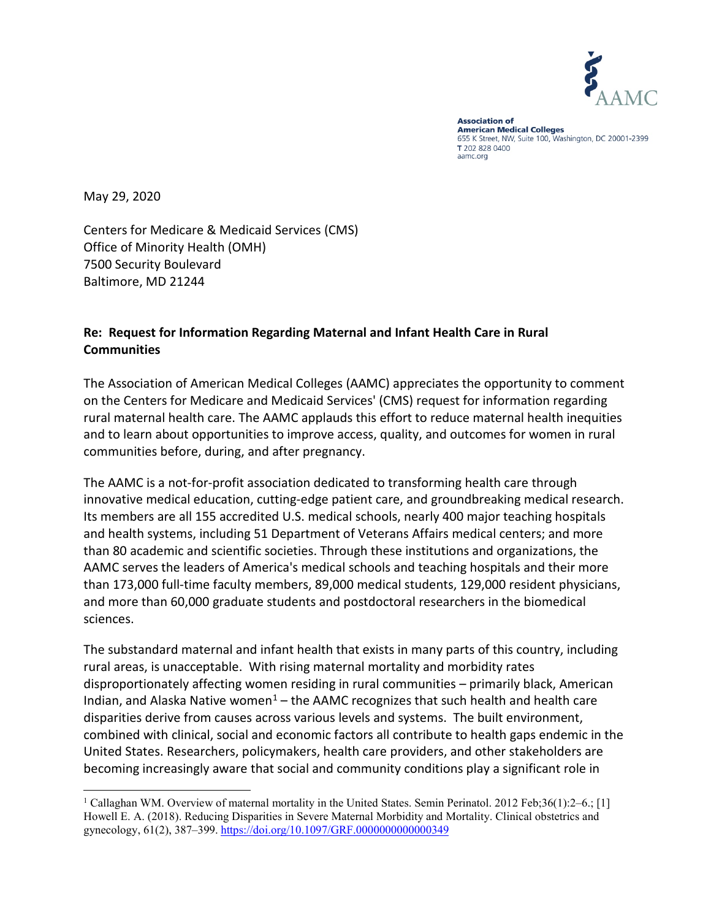**Association of American Medical Colleges**
655 K Street, NW, Suite 100, Washington, DC 20001-2399
T 202 828 0400
aamc.org

May 29, 2020

Centers for Medicare & Medicaid Services (CMS)
Office of Minority Health (OMH)
7500 Security Boulevard
Baltimore, MD 21244

**Re: Request for Information Regarding Maternal and Infant Health Care in Rural Communities**

The Association of American Medical Colleges (AAMC) appreciates the opportunity to comment on the Centers for Medicare and Medicaid Services' (CMS) request for information regarding rural maternal health care. The AAMC applauds this effort to reduce maternal health inequities and to learn about opportunities to improve access, quality, and outcomes for women in rural communities before, during, and after pregnancy.

The AAMC is a not-for-profit association dedicated to transforming health care through innovative medical education, cutting-edge patient care, and groundbreaking medical research. Its members are all 155 accredited U.S. medical schools, nearly 400 major teaching hospitals and health systems, including 51 Department of Veterans Affairs medical centers; and more than 80 academic and scientific societies. Through these institutions and organizations, the AAMC serves the leaders of America's medical schools and teaching hospitals and their more than 173,000 full-time faculty members, 89,000 medical students, 129,000 resident physicians, and more than 60,000 graduate students and postdoctoral researchers in the biomedical sciences.

The substandard maternal and infant health that exists in many parts of this country, including rural areas, is unacceptable. With rising maternal mortality and morbidity rates disproportionately affecting women residing in rural communities – primarily black, American Indian, and Alaska Native women[1] – the AAMC recognizes that such health and health care disparities derive from causes across various levels and systems. The built environment, combined with clinical, social and economic factors all contribute to health gaps endemic in the United States. Researchers, policymakers, health care providers, and other stakeholders are becoming increasingly aware that social and community conditions play a significant role in

[1] Callaghan WM. Overview of maternal mortality in the United States. Semin Perinatol. 2012 Feb;36(1):2–6.; [1] Howell E. A. (2018). Reducing Disparities in Severe Maternal Morbidity and Mortality. Clinical obstetrics and gynecology, 61(2), 387–399. https://doi.org/10.1097/GRF.0000000000000349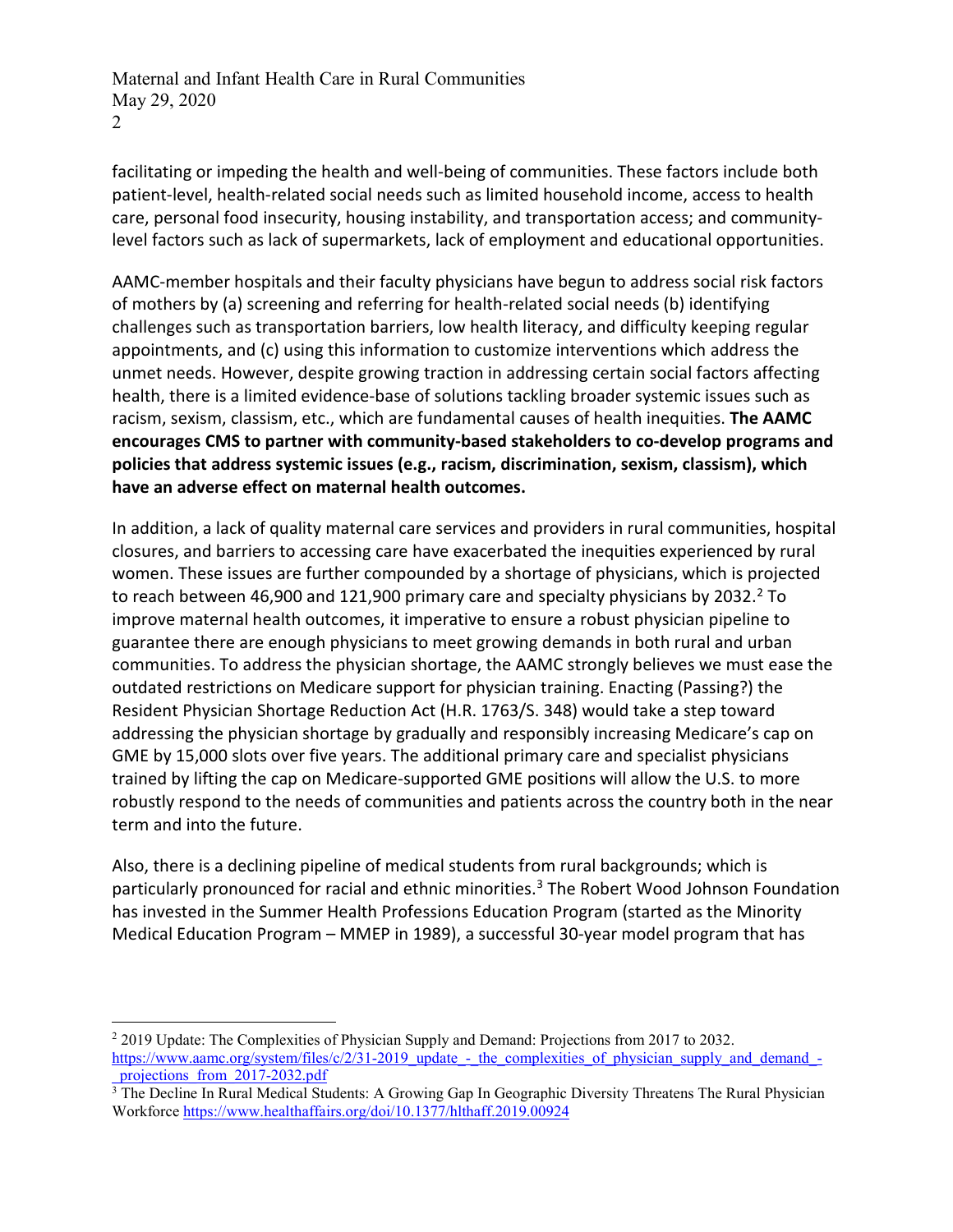facilitating or impeding the health and well-being of communities. These factors include both patient-level, health-related social needs such as limited household income, access to health care, personal food insecurity, housing instability, and transportation access; and community-level factors such as lack of supermarkets, lack of employment and educational opportunities.

AAMC-member hospitals and their faculty physicians have begun to address social risk factors of mothers by (a) screening and referring for health-related social needs (b) identifying challenges such as transportation barriers, low health literacy, and difficulty keeping regular appointments, and (c) using this information to customize interventions which address the unmet needs. However, despite growing traction in addressing certain social factors affecting health, there is a limited evidence-base of solutions tackling broader systemic issues such as racism, sexism, classism, etc., which are fundamental causes of health inequities. **The AAMC encourages CMS to partner with community-based stakeholders to co-develop programs and policies that address systemic issues (e.g., racism, discrimination, sexism, classism), which have an adverse effect on maternal health outcomes.**

In addition, a lack of quality maternal care services and providers in rural communities, hospital closures, and barriers to accessing care have exacerbated the inequities experienced by rural women. These issues are further compounded by a shortage of physicians, which is projected to reach between 46,900 and 121,900 primary care and specialty physicians by 2032.[2] To improve maternal health outcomes, it imperative to ensure a robust physician pipeline to guarantee there are enough physicians to meet growing demands in both rural and urban communities. To address the physician shortage, the AAMC strongly believes we must ease the outdated restrictions on Medicare support for physician training. Enacting (Passing?) the Resident Physician Shortage Reduction Act (H.R. 1763/S. 348) would take a step toward addressing the physician shortage by gradually and responsibly increasing Medicare's cap on GME by 15,000 slots over five years. The additional primary care and specialist physicians trained by lifting the cap on Medicare-supported GME positions will allow the U.S. to more robustly respond to the needs of communities and patients across the country both in the near term and into the future.

Also, there is a declining pipeline of medical students from rural backgrounds; which is particularly pronounced for racial and ethnic minorities.[3] The Robert Wood Johnson Foundation has invested in the Summer Health Professions Education Program (started as the Minority Medical Education Program – MMEP in 1989), a successful 30-year model program that has

---

[2] 2019 Update: The Complexities of Physician Supply and Demand: Projections from 2017 to 2032. https://www.aamc.org/system/files/c/2/31-2019_update_-_the_complexities_of_physician_supply_and_demand_-_projections_from_2017-2032.pdf

[3] The Decline In Rural Medical Students: A Growing Gap In Geographic Diversity Threatens The Rural Physician Workforce https://www.healthaffairs.org/doi/10.1377/hlthaff.2019.00924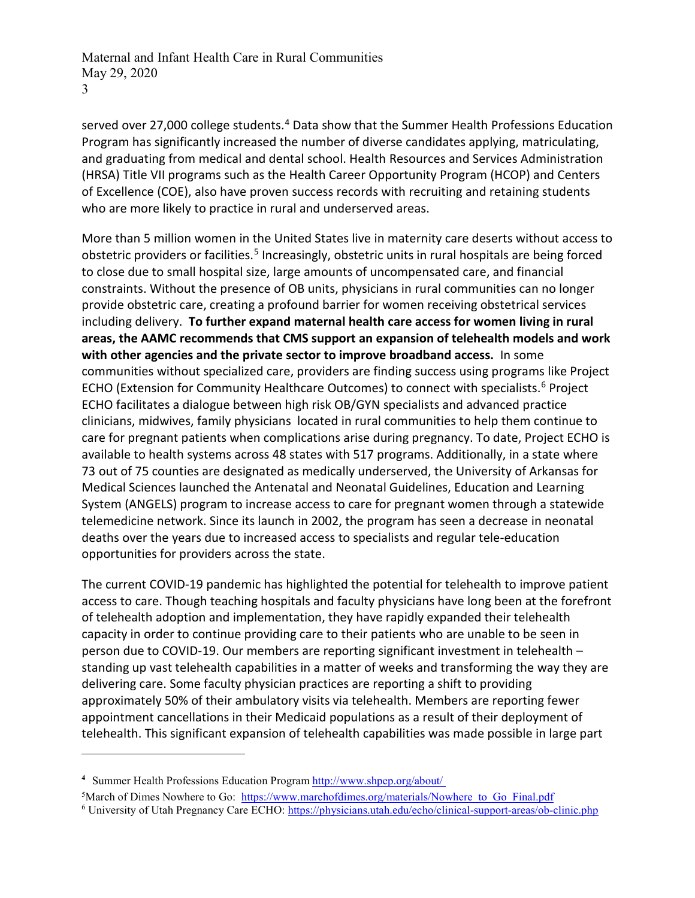served over 27,000 college students.[4] Data show that the Summer Health Professions Education Program has significantly increased the number of diverse candidates applying, matriculating, and graduating from medical and dental school. Health Resources and Services Administration (HRSA) Title VII programs such as the Health Career Opportunity Program (HCOP) and Centers of Excellence (COE), also have proven success records with recruiting and retaining students who are more likely to practice in rural and underserved areas.

More than 5 million women in the United States live in maternity care deserts without access to obstetric providers or facilities.[5] Increasingly, obstetric units in rural hospitals are being forced to close due to small hospital size, large amounts of uncompensated care, and financial constraints. Without the presence of OB units, physicians in rural communities can no longer provide obstetric care, creating a profound barrier for women receiving obstetrical services including delivery. **To further expand maternal health care access for women living in rural areas, the AAMC recommends that CMS support an expansion of telehealth models and work with other agencies and the private sector to improve broadband access.** In some communities without specialized care, providers are finding success using programs like Project ECHO (Extension for Community Healthcare Outcomes) to connect with specialists.[6] Project ECHO facilitates a dialogue between high risk OB/GYN specialists and advanced practice clinicians, midwives, family physicians located in rural communities to help them continue to care for pregnant patients when complications arise during pregnancy. To date, Project ECHO is available to health systems across 48 states with 517 programs. Additionally, in a state where 73 out of 75 counties are designated as medically underserved, the University of Arkansas for Medical Sciences launched the Antenatal and Neonatal Guidelines, Education and Learning System (ANGELS) program to increase access to care for pregnant women through a statewide telemedicine network. Since its launch in 2002, the program has seen a decrease in neonatal deaths over the years due to increased access to specialists and regular tele-education opportunities for providers across the state.

The current COVID-19 pandemic has highlighted the potential for telehealth to improve patient access to care. Though teaching hospitals and faculty physicians have long been at the forefront of telehealth adoption and implementation, they have rapidly expanded their telehealth capacity in order to continue providing care to their patients who are unable to be seen in person due to COVID-19. Our members are reporting significant investment in telehealth – standing up vast telehealth capabilities in a matter of weeks and transforming the way they are delivering care. Some faculty physician practices are reporting a shift to providing approximately 50% of their ambulatory visits via telehealth. Members are reporting fewer appointment cancellations in their Medicaid populations as a result of their deployment of telehealth. This significant expansion of telehealth capabilities was made possible in large part

---

[4] Summer Health Professions Education Program http://www.shpep.org/about/

[5] March of Dimes Nowhere to Go: https://www.marchofdimes.org/materials/Nowhere_to_Go_Final.pdf

[6] University of Utah Pregnancy Care ECHO: https://physicians.utah.edu/echo/clinical-support-areas/ob-clinic.php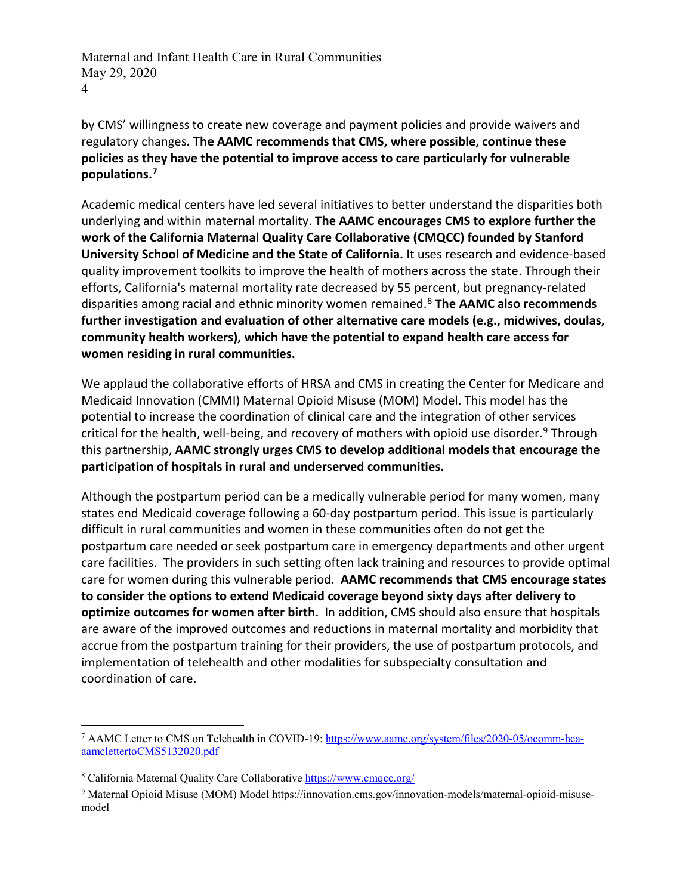by CMS' willingness to create new coverage and payment policies and provide waivers and regulatory changes**. The AAMC recommends that CMS, where possible, continue these policies as they have the potential to improve access to care particularly for vulnerable populations.**[7]

Academic medical centers have led several initiatives to better understand the disparities both underlying and within maternal mortality. **The AAMC encourages CMS to explore further the work of the California Maternal Quality Care Collaborative (CMQCC) founded by Stanford University School of Medicine and the State of California.** It uses research and evidence-based quality improvement toolkits to improve the health of mothers across the state. Through their efforts, California's maternal mortality rate decreased by 55 percent, but pregnancy-related disparities among racial and ethnic minority women remained.[8] **The AAMC also recommends further investigation and evaluation of other alternative care models (e.g., midwives, doulas, community health workers), which have the potential to expand health care access for women residing in rural communities.**

We applaud the collaborative efforts of HRSA and CMS in creating the Center for Medicare and Medicaid Innovation (CMMI) Maternal Opioid Misuse (MOM) Model. This model has the potential to increase the coordination of clinical care and the integration of other services critical for the health, well-being, and recovery of mothers with opioid use disorder.[9] Through this partnership, **AAMC strongly urges CMS to develop additional models that encourage the participation of hospitals in rural and underserved communities.**

Although the postpartum period can be a medically vulnerable period for many women, many states end Medicaid coverage following a 60-day postpartum period. This issue is particularly difficult in rural communities and women in these communities often do not get the postpartum care needed or seek postpartum care in emergency departments and other urgent care facilities. The providers in such setting often lack training and resources to provide optimal care for women during this vulnerable period. **AAMC recommends that CMS encourage states to consider the options to extend Medicaid coverage beyond sixty days after delivery to optimize outcomes for women after birth.** In addition, CMS should also ensure that hospitals are aware of the improved outcomes and reductions in maternal mortality and morbidity that accrue from the postpartum training for their providers, the use of postpartum protocols, and implementation of telehealth and other modalities for subspecialty consultation and coordination of care.

---

[7] AAMC Letter to CMS on Telehealth in COVID-19: https://www.aamc.org/system/files/2020-05/ocomm-hca-aamclettertoCMS5132020.pdf

[8] California Maternal Quality Care Collaborative https://www.cmqcc.org/

[9] Maternal Opioid Misuse (MOM) Model https://innovation.cms.gov/innovation-models/maternal-opioid-misuse-model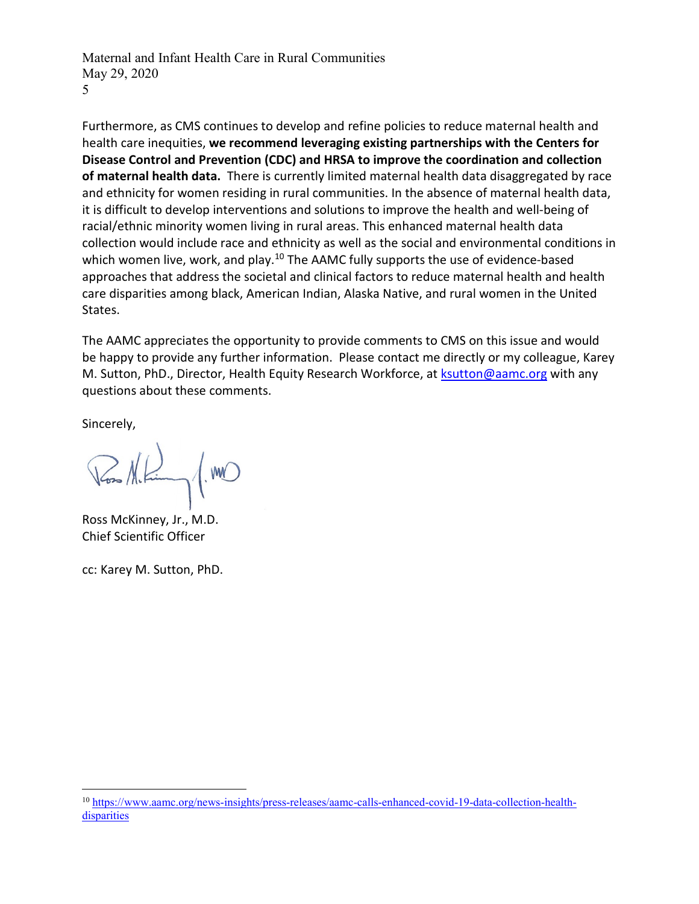Furthermore, as CMS continues to develop and refine policies to reduce maternal health and health care inequities, **we recommend leveraging existing partnerships with the Centers for Disease Control and Prevention (CDC) and HRSA to improve the coordination and collection of maternal health data.** There is currently limited maternal health data disaggregated by race and ethnicity for women residing in rural communities. In the absence of maternal health data, it is difficult to develop interventions and solutions to improve the health and well-being of racial/ethnic minority women living in rural areas. This enhanced maternal health data collection would include race and ethnicity as well as the social and environmental conditions in which women live, work, and play.[10] The AAMC fully supports the use of evidence-based approaches that address the societal and clinical factors to reduce maternal health and health care disparities among black, American Indian, Alaska Native, and rural women in the United States.

The AAMC appreciates the opportunity to provide comments to CMS on this issue and would be happy to provide any further information. Please contact me directly or my colleague, Karey M. Sutton, PhD., Director, Health Equity Research Workforce, at ksutton@aamc.org with any questions about these comments.

Sincerely,

Ross McKinney, Jr., M.D.
Chief Scientific Officer

cc: Karey M. Sutton, PhD.

[10] https://www.aamc.org/news-insights/press-releases/aamc-calls-enhanced-covid-19-data-collection-health-disparities